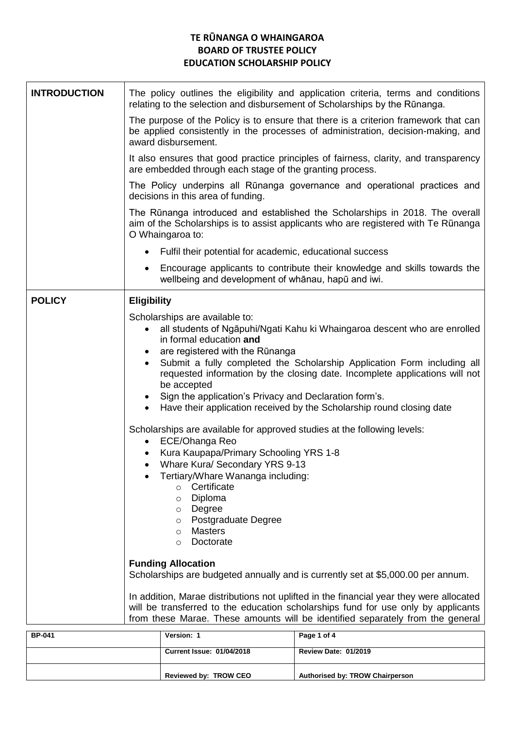# TE RŪNANGA O WHAINGAROA
## BOARD OF TRUSTEE POLICY
## EDUCATION SCHOLARSHIP POLICY

### INTRODUCTION

The policy outlines the eligibility and application criteria, terms and conditions relating to the selection and disbursement of Scholarships by the Rūnanga.

The purpose of the Policy is to ensure that there is a criterion framework that can be applied consistently in the processes of administration, decision-making, and award disbursement.

It also ensures that good practice principles of fairness, clarity, and transparency are embedded through each stage of the granting process.

The Policy underpins all Rūnanga governance and operational practices and decisions in this area of funding.

The Rūnanga introduced and established the Scholarships in 2018. The overall aim of the Scholarships is to assist applicants who are registered with Te Rūnanga O Whaingaroa to:

- Fulfil their potential for academic, educational success
- Encourage applicants to contribute their knowledge and skills towards the wellbeing and development of whānau, hapū and iwi.

### POLICY

**Eligibility**

Scholarships are available to:

- all students of Ngāpuhi/Ngati Kahu ki Whaingaroa descent who are enrolled in formal education **and**
- are registered with the Rūnanga
- Submit a fully completed the Scholarship Application Form including all requested information by the closing date. Incomplete applications will not be accepted
- Sign the application's Privacy and Declaration form's.
- Have their application received by the Scholarship round closing date

Scholarships are available for approved studies at the following levels:

- ECE/Ohanga Reo
- Kura Kaupapa/Primary Schooling YRS 1-8
- Whare Kura/ Secondary YRS 9-13
- Tertiary/Whare Wananga including:
  - Certificate
  - Diploma
  - Degree
  - Postgraduate Degree
  - Masters
  - Doctorate

**Funding Allocation**

Scholarships are budgeted annually and is currently set at $5,000.00 per annum.

In addition, Marae distributions not uplifted in the financial year they were allocated will be transferred to the education scholarships fund for use only by applicants from these Marae. These amounts will be identified separately from the general

| BP-041 | Version: 1 | Page 1 of 4 |
|---|---|---|
| | **Current Issue: 01/04/2018** | **Review Date: 01/2019** |
| | **Reviewed by: TROW CEO** | **Authorised by: TROW Chairperson** |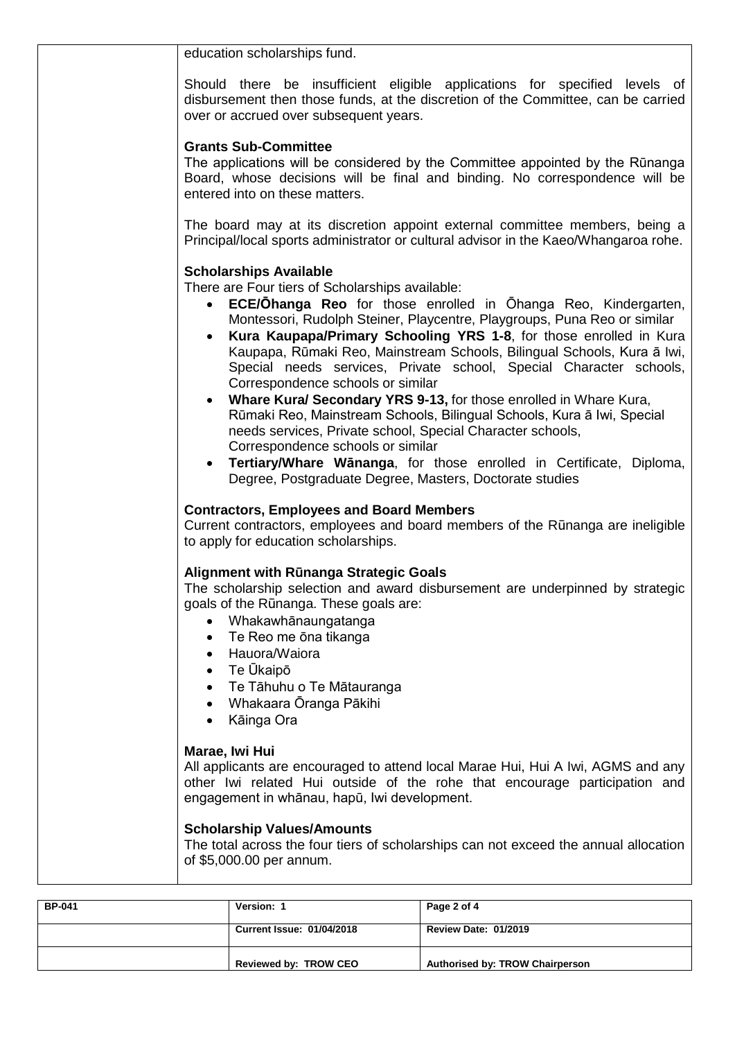education scholarships fund.

Should there be insufficient eligible applications for specified levels of disbursement then those funds, at the discretion of the Committee, can be carried over or accrued over subsequent years.

**Grants Sub-Committee**

The applications will be considered by the Committee appointed by the Rūnanga Board, whose decisions will be final and binding. No correspondence will be entered into on these matters.

The board may at its discretion appoint external committee members, being a Principal/local sports administrator or cultural advisor in the Kaeo/Whangaroa rohe.

**Scholarships Available**

There are Four tiers of Scholarships available:

- **ECE/Ōhanga Reo** for those enrolled in Ōhanga Reo, Kindergarten, Montessori, Rudolph Steiner, Playcentre, Playgroups, Puna Reo or similar
- **Kura Kaupapa/Primary Schooling YRS 1-8**, for those enrolled in Kura Kaupapa, Rūmaki Reo, Mainstream Schools, Bilingual Schools, Kura ā Iwi, Special needs services, Private school, Special Character schools, Correspondence schools or similar
- **Whare Kura/ Secondary YRS 9-13,** for those enrolled in Whare Kura, Rūmaki Reo, Mainstream Schools, Bilingual Schools, Kura ā Iwi, Special needs services, Private school, Special Character schools, Correspondence schools or similar
- **Tertiary/Whare Wānanga**, for those enrolled in Certificate, Diploma, Degree, Postgraduate Degree, Masters, Doctorate studies

**Contractors, Employees and Board Members**

Current contractors, employees and board members of the Rūnanga are ineligible to apply for education scholarships.

**Alignment with Rūnanga Strategic Goals**

The scholarship selection and award disbursement are underpinned by strategic goals of the Rūnanga. These goals are:

- Whakawhānaungatanga
- Te Reo me ōna tikanga
- Hauora/Waiora
- Te Ūkaipō
- Te Tāhuhu o Te Mātauranga
- Whakaara Ōranga Pākihi
- Kāinga Ora

**Marae, Iwi Hui**

All applicants are encouraged to attend local Marae Hui, Hui A Iwi, AGMS and any other Iwi related Hui outside of the rohe that encourage participation and engagement in whānau, hapū, Iwi development.

**Scholarship Values/Amounts**

The total across the four tiers of scholarships can not exceed the annual allocation of $5,000.00 per annum.

| BP-041 | Version: 1 | |
|---|---|---|
| | Current Issue: 01/04/2018 | Review Date: 01/2019 |
| | Reviewed by: TROW CEO | Authorised by: TROW Chairperson |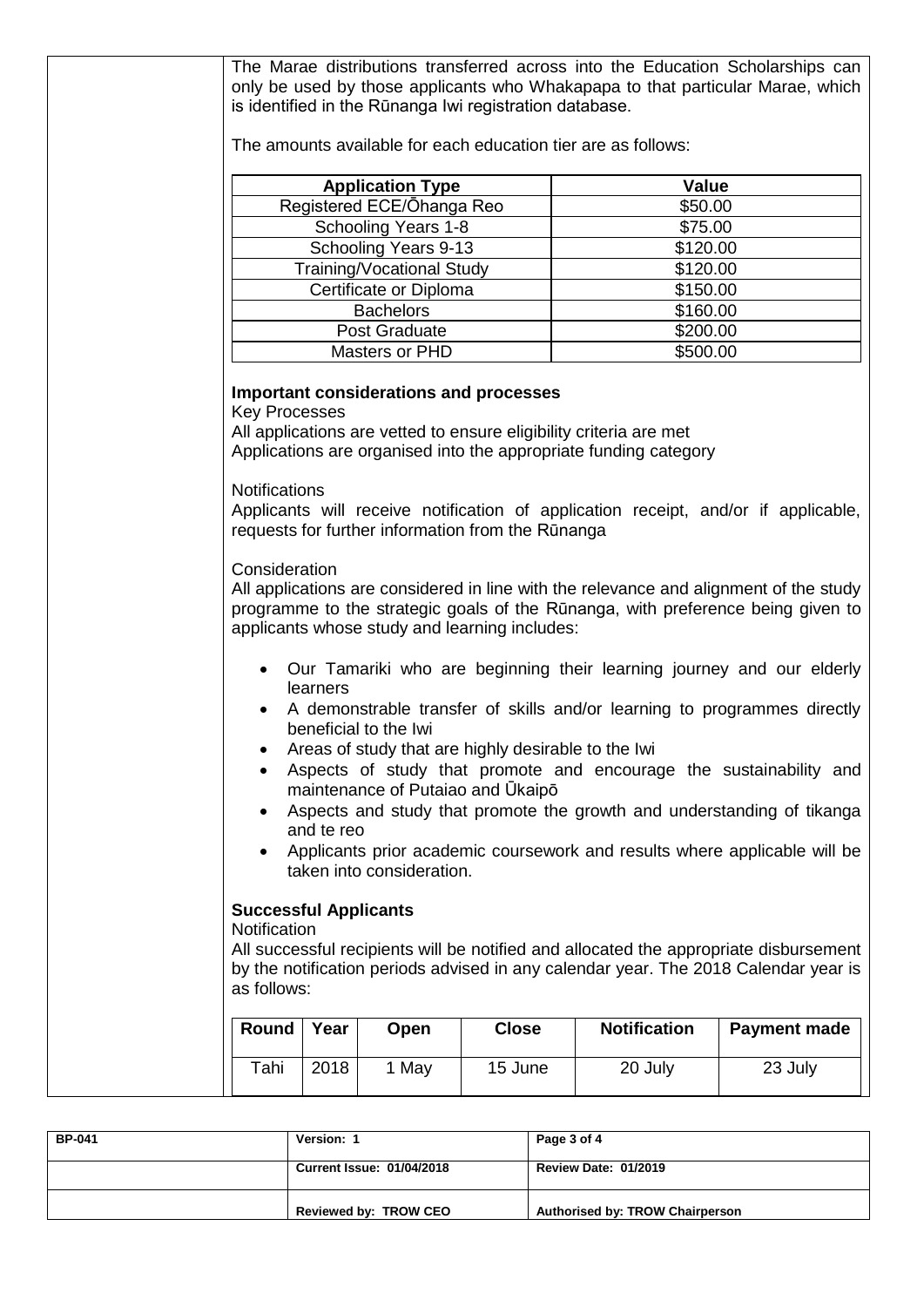The Marae distributions transferred across into the Education Scholarships can only be used by those applicants who Whakapapa to that particular Marae, which is identified in the Rūnanga Iwi registration database.

The amounts available for each education tier are as follows:

| Application Type | Value |
|---|---|
| Registered ECE/Ōhanga Reo | $50.00 |
| Schooling Years 1-8 | $75.00 |
| Schooling Years 9-13 | $120.00 |
| Training/Vocational Study | $120.00 |
| Certificate or Diploma | $150.00 |
| Bachelors | $160.00 |
| Post Graduate | $200.00 |
| Masters or PHD | $500.00 |

**Important considerations and processes**

Key Processes

All applications are vetted to ensure eligibility criteria are met

Applications are organised into the appropriate funding category

Notifications

Applicants will receive notification of application receipt, and/or if applicable, requests for further information from the Rūnanga

Consideration

All applications are considered in line with the relevance and alignment of the study programme to the strategic goals of the Rūnanga, with preference being given to applicants whose study and learning includes:

- Our Tamariki who are beginning their learning journey and our elderly learners
- A demonstrable transfer of skills and/or learning to programmes directly beneficial to the Iwi
- Areas of study that are highly desirable to the Iwi
- Aspects of study that promote and encourage the sustainability and maintenance of Putaiao and Ūkaipō
- Aspects and study that promote the growth and understanding of tikanga and te reo
- Applicants prior academic coursework and results where applicable will be taken into consideration.

**Successful Applicants**

Notification

All successful recipients will be notified and allocated the appropriate disbursement by the notification periods advised in any calendar year. The 2018 Calendar year is as follows:

| Round | Year | Open | Close | Notification | Payment made |
|---|---|---|---|---|---|
| Tahi | 2018 | 1 May | 15 June | 20 July | 23 July |

| BP-041 | Version: 1 | Page 3 of 4 |
|---|---|---|
| | Current Issue: 01/04/2018 | Review Date: 01/2019 |
| | Reviewed by: TROW CEO | Authorised by: TROW Chairperson |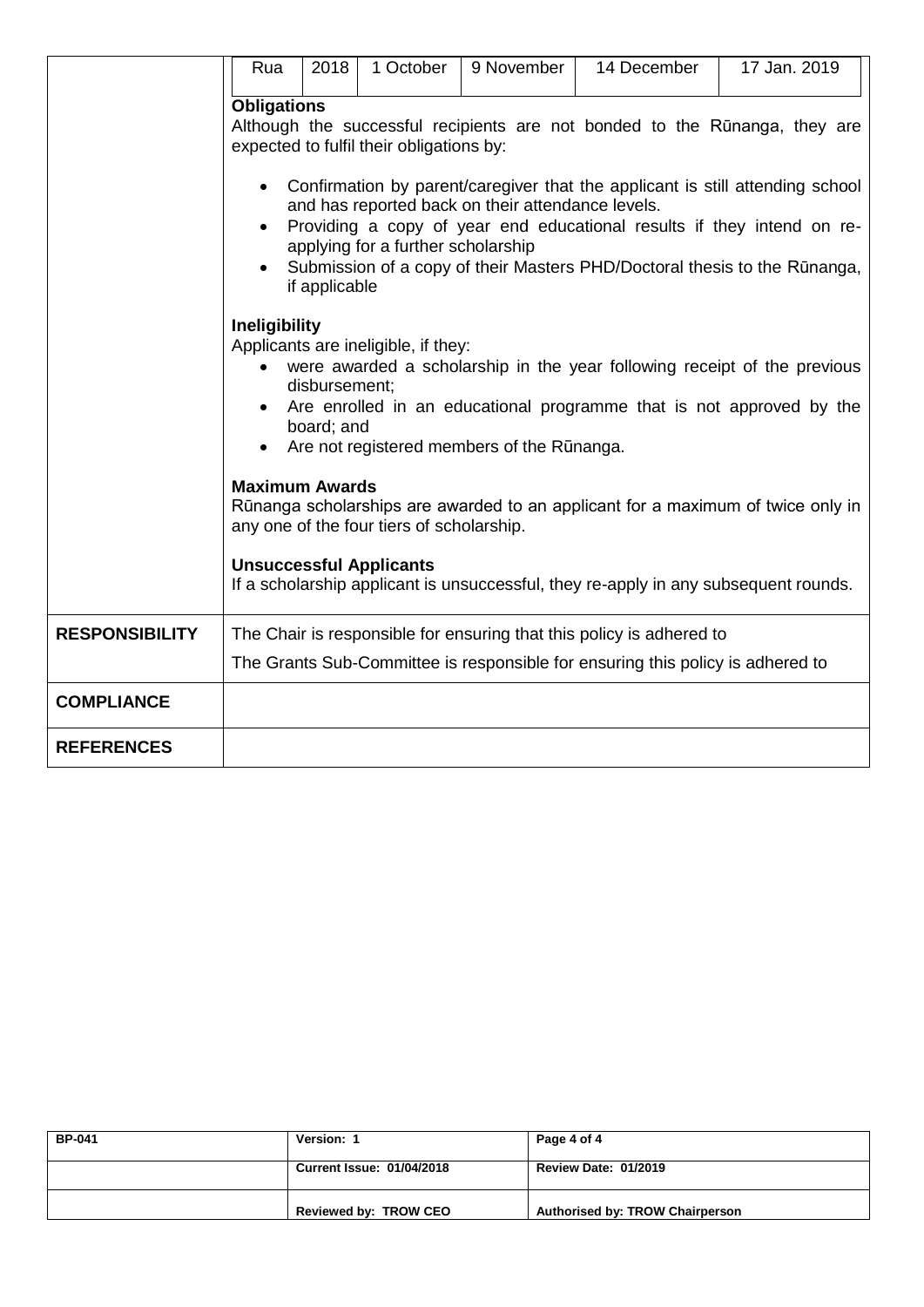| | | | | | | |
|---|---|---|---|---|---|---|
| | Rua | 2018 | 1 October | 9 November | 14 December | 17 Jan. 2019 |

**Obligations**

Although the successful recipients are not bonded to the Rūnanga, they are expected to fulfil their obligations by:

- Confirmation by parent/caregiver that the applicant is still attending school and has reported back on their attendance levels.
- Providing a copy of year end educational results if they intend on re-applying for a further scholarship
- Submission of a copy of their Masters PHD/Doctoral thesis to the Rūnanga, if applicable

**Ineligibility**

Applicants are ineligible, if they:

- were awarded a scholarship in the year following receipt of the previous disbursement;
- Are enrolled in an educational programme that is not approved by the board; and
- Are not registered members of the Rūnanga.

**Maximum Awards**

Rūnanga scholarships are awarded to an applicant for a maximum of twice only in any one of the four tiers of scholarship.

**Unsuccessful Applicants**

If a scholarship applicant is unsuccessful, they re-apply in any subsequent rounds.

| | |
|---|---|
| **RESPONSIBILITY** | The Chair is responsible for ensuring that this policy is adhered to<br>The Grants Sub-Committee is responsible for ensuring this policy is adhered to |
| **COMPLIANCE** | |
| **REFERENCES** | |

| | | |
|---|---|---|
| **BP-041** | **Version: 1** | |
| | **Current Issue: 01/04/2018** | **Review Date: 01/2019** |
| | **Reviewed by: TROW CEO** | **Authorised by: TROW Chairperson** |